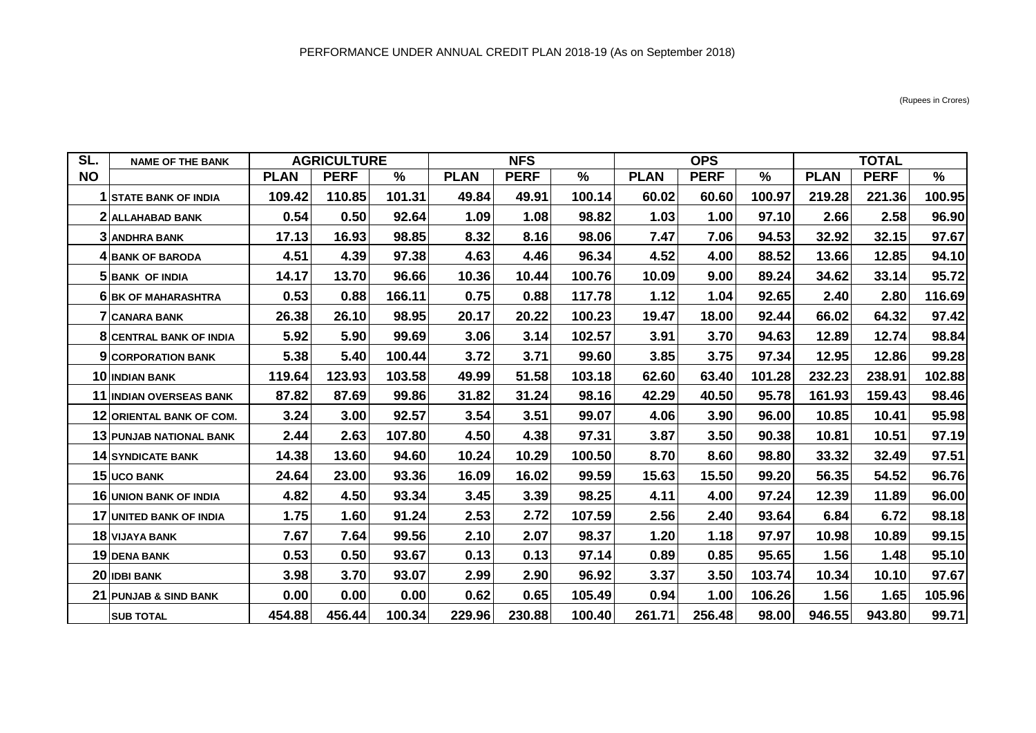PERFORMANCE UNDER ANNUAL CREDIT PLAN 2018-19 (As on September 2018)

(Rupees in Crores)

| SL. NO | NAME OF THE BANK | AGRICULTURE | | | NFS | | | OPS | | | TOTAL | | |
|---|---|---|---|---|---|---|---|---|---|---|---|---|---|
| | | PLAN | PERF | % | PLAN | PERF | % | PLAN | PERF | % | PLAN | PERF | % |
| 1 | STATE BANK OF INDIA | 109.42 | 110.85 | 101.31 | 49.84 | 49.91 | 100.14 | 60.02 | 60.60 | 100.97 | 219.28 | 221.36 | 100.95 |
| 2 | ALLAHABAD BANK | 0.54 | 0.50 | 92.64 | 1.09 | 1.08 | 98.82 | 1.03 | 1.00 | 97.10 | 2.66 | 2.58 | 96.90 |
| 3 | ANDHRA BANK | 17.13 | 16.93 | 98.85 | 8.32 | 8.16 | 98.06 | 7.47 | 7.06 | 94.53 | 32.92 | 32.15 | 97.67 |
| 4 | BANK OF BARODA | 4.51 | 4.39 | 97.38 | 4.63 | 4.46 | 96.34 | 4.52 | 4.00 | 88.52 | 13.66 | 12.85 | 94.10 |
| 5 | BANK OF INDIA | 14.17 | 13.70 | 96.66 | 10.36 | 10.44 | 100.76 | 10.09 | 9.00 | 89.24 | 34.62 | 33.14 | 95.72 |
| 6 | BK OF MAHARASHTRA | 0.53 | 0.88 | 166.11 | 0.75 | 0.88 | 117.78 | 1.12 | 1.04 | 92.65 | 2.40 | 2.80 | 116.69 |
| 7 | CANARA BANK | 26.38 | 26.10 | 98.95 | 20.17 | 20.22 | 100.23 | 19.47 | 18.00 | 92.44 | 66.02 | 64.32 | 97.42 |
| 8 | CENTRAL BANK OF INDIA | 5.92 | 5.90 | 99.69 | 3.06 | 3.14 | 102.57 | 3.91 | 3.70 | 94.63 | 12.89 | 12.74 | 98.84 |
| 9 | CORPORATION BANK | 5.38 | 5.40 | 100.44 | 3.72 | 3.71 | 99.60 | 3.85 | 3.75 | 97.34 | 12.95 | 12.86 | 99.28 |
| 10 | INDIAN BANK | 119.64 | 123.93 | 103.58 | 49.99 | 51.58 | 103.18 | 62.60 | 63.40 | 101.28 | 232.23 | 238.91 | 102.88 |
| 11 | INDIAN OVERSEAS BANK | 87.82 | 87.69 | 99.86 | 31.82 | 31.24 | 98.16 | 42.29 | 40.50 | 95.78 | 161.93 | 159.43 | 98.46 |
| 12 | ORIENTAL BANK OF COM. | 3.24 | 3.00 | 92.57 | 3.54 | 3.51 | 99.07 | 4.06 | 3.90 | 96.00 | 10.85 | 10.41 | 95.98 |
| 13 | PUNJAB NATIONAL BANK | 2.44 | 2.63 | 107.80 | 4.50 | 4.38 | 97.31 | 3.87 | 3.50 | 90.38 | 10.81 | 10.51 | 97.19 |
| 14 | SYNDICATE BANK | 14.38 | 13.60 | 94.60 | 10.24 | 10.29 | 100.50 | 8.70 | 8.60 | 98.80 | 33.32 | 32.49 | 97.51 |
| 15 | UCO BANK | 24.64 | 23.00 | 93.36 | 16.09 | 16.02 | 99.59 | 15.63 | 15.50 | 99.20 | 56.35 | 54.52 | 96.76 |
| 16 | UNION BANK OF INDIA | 4.82 | 4.50 | 93.34 | 3.45 | 3.39 | 98.25 | 4.11 | 4.00 | 97.24 | 12.39 | 11.89 | 96.00 |
| 17 | UNITED BANK OF INDIA | 1.75 | 1.60 | 91.24 | 2.53 | 2.72 | 107.59 | 2.56 | 2.40 | 93.64 | 6.84 | 6.72 | 98.18 |
| 18 | VIJAYA BANK | 7.67 | 7.64 | 99.56 | 2.10 | 2.07 | 98.37 | 1.20 | 1.18 | 97.97 | 10.98 | 10.89 | 99.15 |
| 19 | DENA BANK | 0.53 | 0.50 | 93.67 | 0.13 | 0.13 | 97.14 | 0.89 | 0.85 | 95.65 | 1.56 | 1.48 | 95.10 |
| 20 | IDBI BANK | 3.98 | 3.70 | 93.07 | 2.99 | 2.90 | 96.92 | 3.37 | 3.50 | 103.74 | 10.34 | 10.10 | 97.67 |
| 21 | PUNJAB & SIND BANK | 0.00 | 0.00 | 0.00 | 0.62 | 0.65 | 105.49 | 0.94 | 1.00 | 106.26 | 1.56 | 1.65 | 105.96 |
| | SUB TOTAL | 454.88 | 456.44 | 100.34 | 229.96 | 230.88 | 100.40 | 261.71 | 256.48 | 98.00 | 946.55 | 943.80 | 99.71 |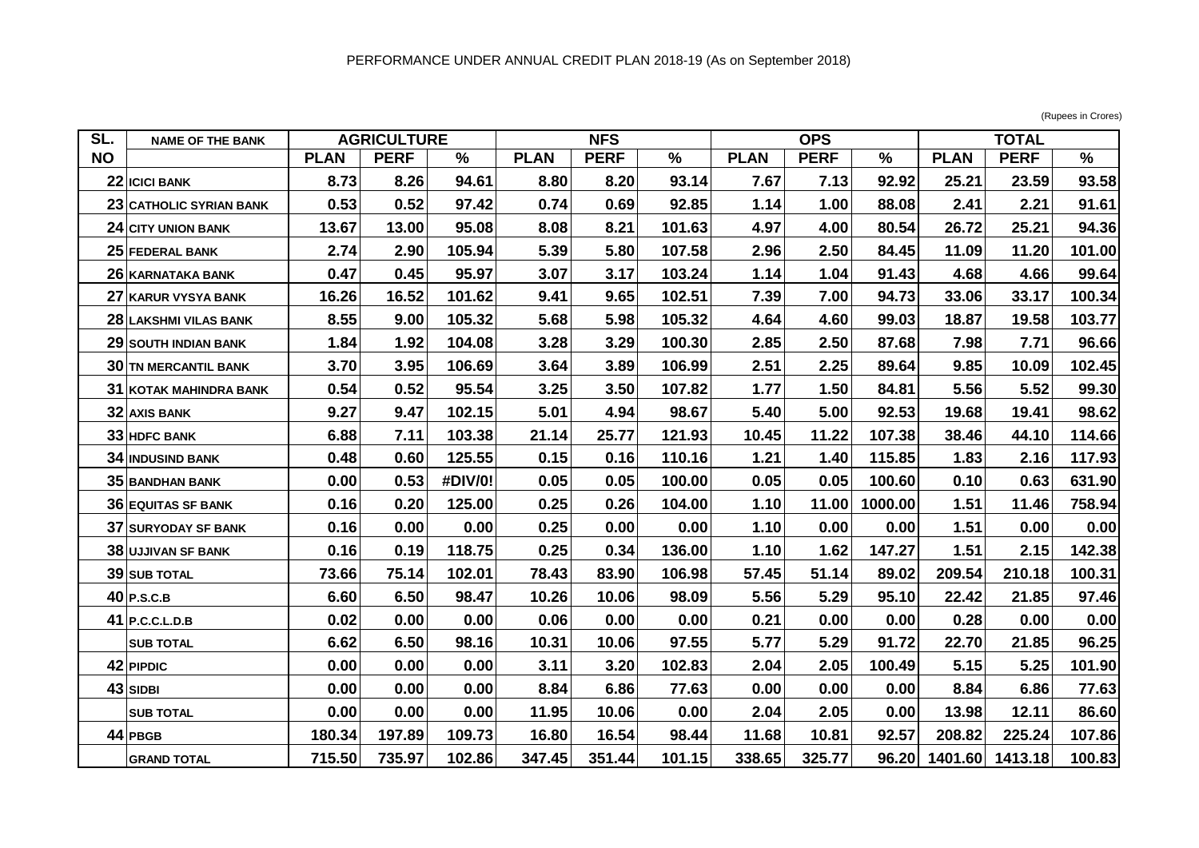PERFORMANCE UNDER ANNUAL CREDIT PLAN 2018-19 (As on September 2018)

(Rupees in Crores)

| SL. | NAME OF THE BANK | AGRICULTURE | | | NFS | | | OPS | | | TOTAL | | |
|---|---|---|---|---|---|---|---|---|---|---|---|---|---|
| NO | | PLAN | PERF | % | PLAN | PERF | % | PLAN | PERF | % | PLAN | PERF | % |
| 22 | ICICI BANK | 8.73 | 8.26 | 94.61 | 8.80 | 8.20 | 93.14 | 7.67 | 7.13 | 92.92 | 25.21 | 23.59 | 93.58 |
| 23 | CATHOLIC SYRIAN BANK | 0.53 | 0.52 | 97.42 | 0.74 | 0.69 | 92.85 | 1.14 | 1.00 | 88.08 | 2.41 | 2.21 | 91.61 |
| 24 | CITY UNION BANK | 13.67 | 13.00 | 95.08 | 8.08 | 8.21 | 101.63 | 4.97 | 4.00 | 80.54 | 26.72 | 25.21 | 94.36 |
| 25 | FEDERAL BANK | 2.74 | 2.90 | 105.94 | 5.39 | 5.80 | 107.58 | 2.96 | 2.50 | 84.45 | 11.09 | 11.20 | 101.00 |
| 26 | KARNATAKA BANK | 0.47 | 0.45 | 95.97 | 3.07 | 3.17 | 103.24 | 1.14 | 1.04 | 91.43 | 4.68 | 4.66 | 99.64 |
| 27 | KARUR VYSYA BANK | 16.26 | 16.52 | 101.62 | 9.41 | 9.65 | 102.51 | 7.39 | 7.00 | 94.73 | 33.06 | 33.17 | 100.34 |
| 28 | LAKSHMI VILAS BANK | 8.55 | 9.00 | 105.32 | 5.68 | 5.98 | 105.32 | 4.64 | 4.60 | 99.03 | 18.87 | 19.58 | 103.77 |
| 29 | SOUTH INDIAN BANK | 1.84 | 1.92 | 104.08 | 3.28 | 3.29 | 100.30 | 2.85 | 2.50 | 87.68 | 7.98 | 7.71 | 96.66 |
| 30 | TN MERCANTIL BANK | 3.70 | 3.95 | 106.69 | 3.64 | 3.89 | 106.99 | 2.51 | 2.25 | 89.64 | 9.85 | 10.09 | 102.45 |
| 31 | KOTAK MAHINDRA BANK | 0.54 | 0.52 | 95.54 | 3.25 | 3.50 | 107.82 | 1.77 | 1.50 | 84.81 | 5.56 | 5.52 | 99.30 |
| 32 | AXIS BANK | 9.27 | 9.47 | 102.15 | 5.01 | 4.94 | 98.67 | 5.40 | 5.00 | 92.53 | 19.68 | 19.41 | 98.62 |
| 33 | HDFC BANK | 6.88 | 7.11 | 103.38 | 21.14 | 25.77 | 121.93 | 10.45 | 11.22 | 107.38 | 38.46 | 44.10 | 114.66 |
| 34 | INDUSIND BANK | 0.48 | 0.60 | 125.55 | 0.15 | 0.16 | 110.16 | 1.21 | 1.40 | 115.85 | 1.83 | 2.16 | 117.93 |
| 35 | BANDHAN BANK | 0.00 | 0.53 | #DIV/0! | 0.05 | 0.05 | 100.00 | 0.05 | 0.05 | 100.60 | 0.10 | 0.63 | 631.90 |
| 36 | EQUITAS SF BANK | 0.16 | 0.20 | 125.00 | 0.25 | 0.26 | 104.00 | 1.10 | 11.00 | 1000.00 | 1.51 | 11.46 | 758.94 |
| 37 | SURYODAY SF BANK | 0.16 | 0.00 | 0.00 | 0.25 | 0.00 | 0.00 | 1.10 | 0.00 | 0.00 | 1.51 | 0.00 | 0.00 |
| 38 | UJJIVAN SF BANK | 0.16 | 0.19 | 118.75 | 0.25 | 0.34 | 136.00 | 1.10 | 1.62 | 147.27 | 1.51 | 2.15 | 142.38 |
| 39 | SUB TOTAL | 73.66 | 75.14 | 102.01 | 78.43 | 83.90 | 106.98 | 57.45 | 51.14 | 89.02 | 209.54 | 210.18 | 100.31 |
| 40 | P.S.C.B | 6.60 | 6.50 | 98.47 | 10.26 | 10.06 | 98.09 | 5.56 | 5.29 | 95.10 | 22.42 | 21.85 | 97.46 |
| 41 | P.C.C.L.D.B | 0.02 | 0.00 | 0.00 | 0.06 | 0.00 | 0.00 | 0.21 | 0.00 | 0.00 | 0.28 | 0.00 | 0.00 |
| | SUB TOTAL | 6.62 | 6.50 | 98.16 | 10.31 | 10.06 | 97.55 | 5.77 | 5.29 | 91.72 | 22.70 | 21.85 | 96.25 |
| 42 | PIPDIC | 0.00 | 0.00 | 0.00 | 3.11 | 3.20 | 102.83 | 2.04 | 2.05 | 100.49 | 5.15 | 5.25 | 101.90 |
| 43 | SIDBI | 0.00 | 0.00 | 0.00 | 8.84 | 6.86 | 77.63 | 0.00 | 0.00 | 0.00 | 8.84 | 6.86 | 77.63 |
| | SUB TOTAL | 0.00 | 0.00 | 0.00 | 11.95 | 10.06 | 0.00 | 2.04 | 2.05 | 0.00 | 13.98 | 12.11 | 86.60 |
| 44 | PBGB | 180.34 | 197.89 | 109.73 | 16.80 | 16.54 | 98.44 | 11.68 | 10.81 | 92.57 | 208.82 | 225.24 | 107.86 |
| | GRAND TOTAL | 715.50 | 735.97 | 102.86 | 347.45 | 351.44 | 101.15 | 338.65 | 325.77 | 96.20 | 1401.60 | 1413.18 | 100.83 |